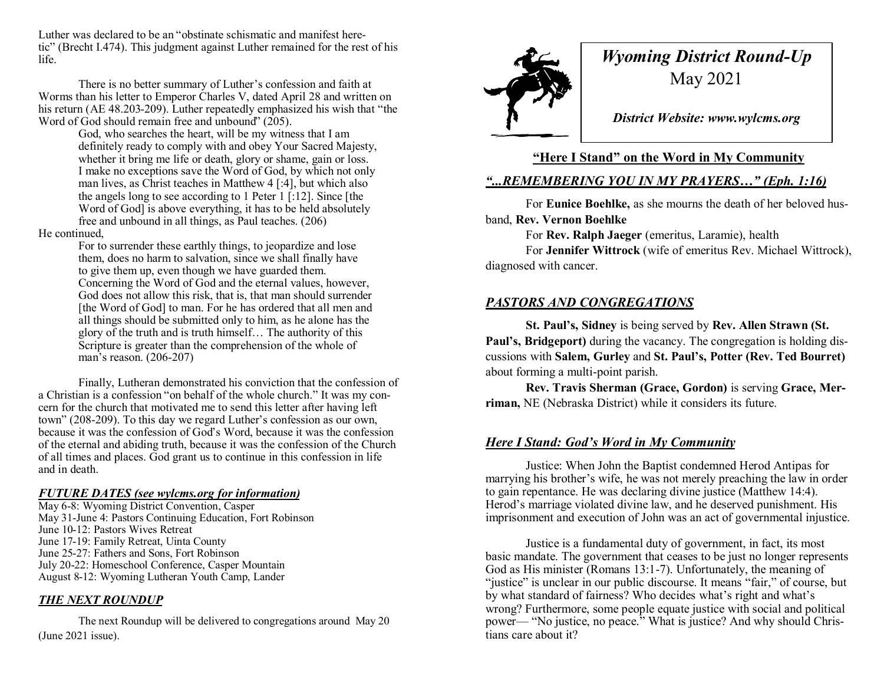Luther was declared to be an "obstinate schismatic and manifest heretic" (Brecht I.474). This judgment against Luther remained for the rest of his life.

There is no better summary of Luther's confession and faith at Worms than his letter to Emperor Charles V, dated April 28 and written on his return (AE 48.203-209). Luther repeatedly emphasized his wish that "the Word of God should remain free and unbound" (205).

> God, who searches the heart, will be my witness that I am definitely ready to comply with and obey Your Sacred Majesty, whether it bring me life or death, glory or shame, gain or loss. I make no exceptions save the Word of God, by which not only man lives, as Christ teaches in Matthew 4 [:4], but which also the angels long to see according to 1 Peter 1 [:12]. Since [the Word of God] is above everything, it has to be held absolutely free and unbound in all things, as Paul teaches. (206)

He continued,

> For to surrender these earthly things, to jeopardize and lose them, does no harm to salvation, since we shall finally have to give them up, even though we have guarded them. Concerning the Word of God and the eternal values, however, God does not allow this risk, that is, that man should surrender [the Word of God] to man. For he has ordered that all men and all things should be submitted only to him, as he alone has the glory of the truth and is truth himself… The authority of this Scripture is greater than the comprehension of the whole of man's reason. (206-207)

Finally, Lutheran demonstrated his conviction that the confession of a Christian is a confession "on behalf of the whole church." It was my concern for the church that motivated me to send this letter after having left town" (208-209). To this day we regard Luther's confession as our own, because it was the confession of God's Word, because it was the confession of the eternal and abiding truth, because it was the confession of the Church of all times and places. God grant us to continue in this confession in life and in death.

### *FUTURE DATES (see wylcms.org for information)*

May 6-8: Wyoming District Convention, Casper
May 31-June 4: Pastors Continuing Education, Fort Robinson
June 10-12: Pastors Wives Retreat
June 17-19: Family Retreat, Uinta County
June 25-27: Fathers and Sons, Fort Robinson
July 20-22: Homeschool Conference, Casper Mountain
August 8-12: Wyoming Lutheran Youth Camp, Lander

### *THE NEXT ROUNDUP*

The next Roundup will be delivered to congregations around May 20 (June 2021 issue).

# *Wyoming District Round-Up*

May 2021

***District Website: www.wylcms.org***

## **"Here I Stand" on the Word in My Community**

### *"...REMEMBERING YOU IN MY PRAYERS…" (Eph. 1:16)*

For **Eunice Boehlke,** as she mourns the death of her beloved husband, **Rev. Vernon Boehlke**

For **Rev. Ralph Jaeger** (emeritus, Laramie), health

For **Jennifer Wittrock** (wife of emeritus Rev. Michael Wittrock), diagnosed with cancer.

### *PASTORS AND CONGREGATIONS*

**St. Paul's, Sidney** is being served by **Rev. Allen Strawn (St. Paul's, Bridgeport)** during the vacancy. The congregation is holding discussions with **Salem, Gurley** and **St. Paul's, Potter (Rev. Ted Bourret)** about forming a multi-point parish.

**Rev. Travis Sherman (Grace, Gordon)** is serving **Grace, Merriman,** NE (Nebraska District) while it considers its future.

### *Here I Stand: God's Word in My Community*

Justice: When John the Baptist condemned Herod Antipas for marrying his brother's wife, he was not merely preaching the law in order to gain repentance. He was declaring divine justice (Matthew 14:4). Herod's marriage violated divine law, and he deserved punishment. His imprisonment and execution of John was an act of governmental injustice.

Justice is a fundamental duty of government, in fact, its most basic mandate. The government that ceases to be just no longer represents God as His minister (Romans 13:1-7). Unfortunately, the meaning of "justice" is unclear in our public discourse. It means "fair," of course, but by what standard of fairness? Who decides what's right and what's wrong? Furthermore, some people equate justice with social and political power— "No justice, no peace." What is justice? And why should Christians care about it?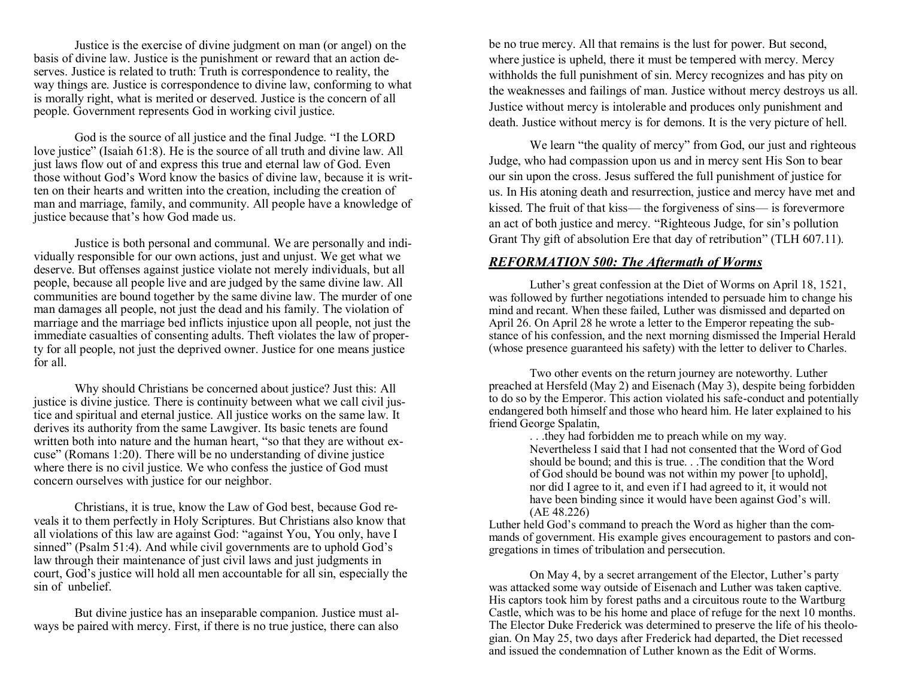Justice is the exercise of divine judgment on man (or angel) on the basis of divine law. Justice is the punishment or reward that an action deserves. Justice is related to truth: Truth is correspondence to reality, the way things are. Justice is correspondence to divine law, conforming to what is morally right, what is merited or deserved. Justice is the concern of all people. Government represents God in working civil justice.

God is the source of all justice and the final Judge. "I the LORD love justice" (Isaiah 61:8). He is the source of all truth and divine law. All just laws flow out of and express this true and eternal law of God. Even those without God's Word know the basics of divine law, because it is written on their hearts and written into the creation, including the creation of man and marriage, family, and community. All people have a knowledge of justice because that's how God made us.

Justice is both personal and communal. We are personally and individually responsible for our own actions, just and unjust. We get what we deserve. But offenses against justice violate not merely individuals, but all people, because all people live and are judged by the same divine law. All communities are bound together by the same divine law. The murder of one man damages all people, not just the dead and his family. The violation of marriage and the marriage bed inflicts injustice upon all people, not just the immediate casualties of consenting adults. Theft violates the law of property for all people, not just the deprived owner. Justice for one means justice for all.

Why should Christians be concerned about justice? Just this: All justice is divine justice. There is continuity between what we call civil justice and spiritual and eternal justice. All justice works on the same law. It derives its authority from the same Lawgiver. Its basic tenets are found written both into nature and the human heart, "so that they are without excuse" (Romans 1:20). There will be no understanding of divine justice where there is no civil justice. We who confess the justice of God must concern ourselves with justice for our neighbor.

Christians, it is true, know the Law of God best, because God reveals it to them perfectly in Holy Scriptures. But Christians also know that all violations of this law are against God: "against You, You only, have I sinned" (Psalm 51:4). And while civil governments are to uphold God's law through their maintenance of just civil laws and just judgments in court, God's justice will hold all men accountable for all sin, especially the sin of unbelief.

But divine justice has an inseparable companion. Justice must always be paired with mercy. First, if there is no true justice, there can also be no true mercy. All that remains is the lust for power. But second, where justice is upheld, there it must be tempered with mercy. Mercy withholds the full punishment of sin. Mercy recognizes and has pity on the weaknesses and failings of man. Justice without mercy destroys us all. Justice without mercy is intolerable and produces only punishment and death. Justice without mercy is for demons. It is the very picture of hell.

We learn "the quality of mercy" from God, our just and righteous Judge, who had compassion upon us and in mercy sent His Son to bear our sin upon the cross. Jesus suffered the full punishment of justice for us. In His atoning death and resurrection, justice and mercy have met and kissed. The fruit of that kiss— the forgiveness of sins— is forevermore an act of both justice and mercy. "Righteous Judge, for sin's pollution Grant Thy gift of absolution Ere that day of retribution" (TLH 607.11).

## ***REFORMATION 500: The Aftermath of Worms***

Luther's great confession at the Diet of Worms on April 18, 1521, was followed by further negotiations intended to persuade him to change his mind and recant. When these failed, Luther was dismissed and departed on April 26. On April 28 he wrote a letter to the Emperor repeating the substance of his confession, and the next morning dismissed the Imperial Herald (whose presence guaranteed his safety) with the letter to deliver to Charles.

Two other events on the return journey are noteworthy. Luther preached at Hersfeld (May 2) and Eisenach (May 3), despite being forbidden to do so by the Emperor. This action violated his safe-conduct and potentially endangered both himself and those who heard him. He later explained to his friend George Spalatin,

> . . .they had forbidden me to preach while on my way. Nevertheless I said that I had not consented that the Word of God should be bound; and this is true. . .The condition that the Word of God should be bound was not within my power [to uphold], nor did I agree to it, and even if I had agreed to it, it would not have been binding since it would have been against God's will. (AE 48.226)

Luther held God's command to preach the Word as higher than the commands of government. His example gives encouragement to pastors and congregations in times of tribulation and persecution.

On May 4, by a secret arrangement of the Elector, Luther's party was attacked some way outside of Eisenach and Luther was taken captive. His captors took him by forest paths and a circuitous route to the Wartburg Castle, which was to be his home and place of refuge for the next 10 months. The Elector Duke Frederick was determined to preserve the life of his theologian. On May 25, two days after Frederick had departed, the Diet recessed and issued the condemnation of Luther known as the Edit of Worms.